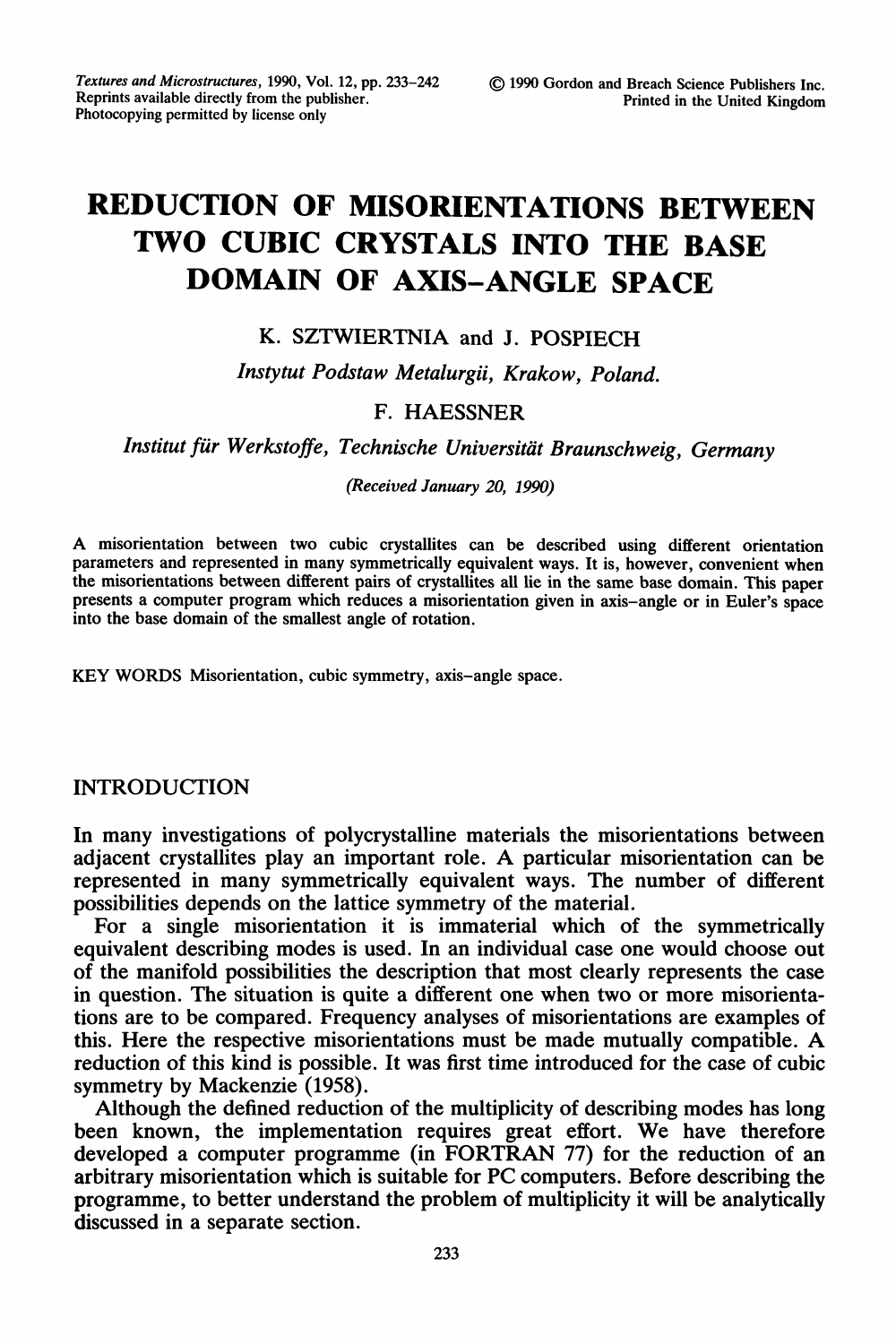# REDUCTION OF MISORIENTATIONS BETWEEN TWO CUBIC CRYSTALS INTO THE BASE DOMAIN OF AXIS-ANGLE SPACE

K. SZTWIERTNIA and J. POSPIECH

*Instytut Podstaw Metalurgii, Krakow, Poland.*

F. HAESSNER

*Institut für Werkstoffe, Technische Universität Braunschweig, Germany*

*(Received January 20, 1990)*

A misorientation between two cubic crystallites can be described using different orientation parameters and represented in many symmetrically equivalent ways. It is, however, convenient when the misorientations between different pairs of crystallites all lie in the same base domain. This paper presents a computer program which reduces a misorientation given in axis-angle or in Euler's space into the base domain of the smallest angle of rotation.

KEY WORDS Misorientation, cubic symmetry, axis-angle space.

## INTRODUCTION

In many investigations of polycrystalline materials the misorientations between adjacent crystallites play an important role. A particular misorientation can be represented in many symmetrically equivalent ways. The number of different possibilities depends on the lattice symmetry of the material.

For a single misorientation it is immaterial which of the symmetrically equivalent describing modes is used. In an individual case one would choose out of the manifold possibilities the description that most clearly represents the case in question. The situation is quite a different one when two or more misorientations are to be compared. Frequency analyses of misorientations are examples of this. Here the respective misorientations must be made mutually compatible. A reduction of this kind is possible. It was first time introduced for the case of cubic symmetry by Mackenzie (1958).

Although the defined reduction of the multiplicity of describing modes has long been known, the implementation requires great effort. We have therefore developed a computer programme (in FORTRAN 77) for the reduction of an arbitrary misorientation which is suitable for PC computers. Before describing the programme, to better understand the problem of multiplicity it will be analytically discussed in a separate section.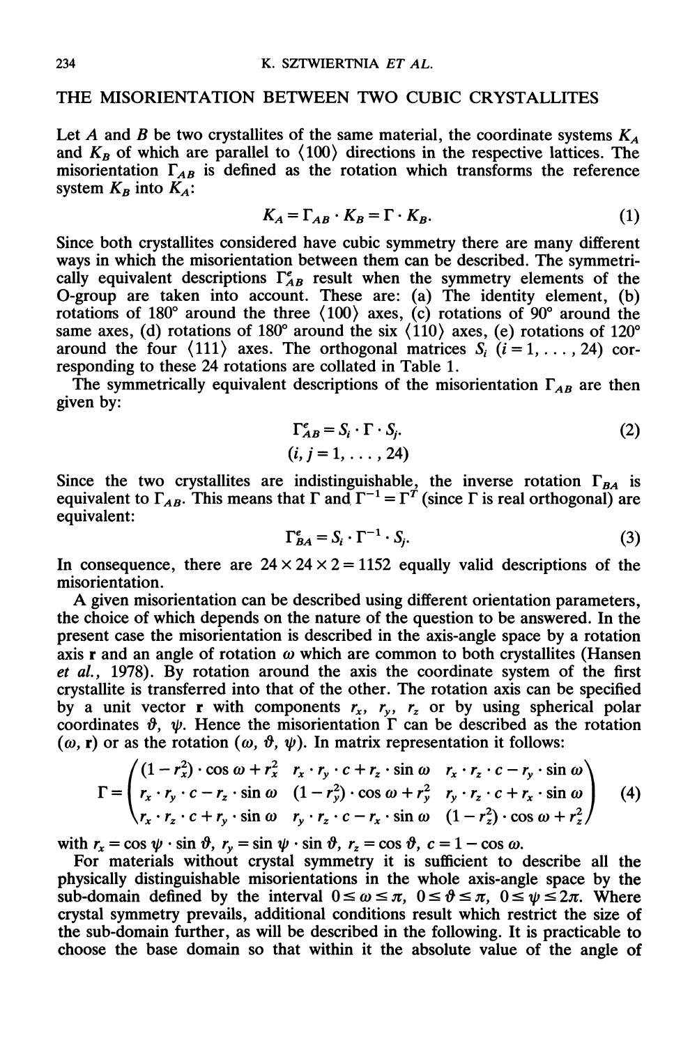## THE MISORIENTATION BETWEEN TWO CUBIC CRYSTALLITES

Let $A$ and $B$ be two crystallites of the same material, the coordinate systems $K_A$ and $K_B$ of which are parallel to $\langle 100 \rangle$ directions in the respective lattices. The misorientation $\Gamma_{AB}$ is defined as the rotation which transforms the reference system $K_B$ into $K_A$:

$$K_A = \Gamma_{AB} \cdot K_B = \Gamma \cdot K_B. \tag{1}$$

Since both crystallites considered have cubic symmetry there are many different ways in which the misorientation between them can be described. The symmetrically equivalent descriptions $\Gamma^e_{AB}$ result when the symmetry elements of the O-group are taken into account. These are: (a) The identity element, (b) rotations of 180° around the three $\langle 100 \rangle$ axes, (c) rotations of 90° around the same axes, (d) rotations of 180° around the six $\langle 110 \rangle$ axes, (e) rotations of 120° around the four $\langle 111 \rangle$ axes. The orthogonal matrices $S_i$ $(i = 1, \ldots, 24)$ corresponding to these 24 rotations are collated in Table 1.

The symmetrically equivalent descriptions of the misorientation $\Gamma_{AB}$ are then given by:

$$\Gamma^e_{AB} = S_i \cdot \Gamma \cdot S_j. \tag{2}$$
$$(i, j = 1, \ldots, 24)$$

Since the two crystallites are indistinguishable, the inverse rotation $\Gamma_{BA}$ is equivalent to $\Gamma_{AB}$. This means that $\Gamma$ and $\Gamma^{-1} = \Gamma^T$ (since $\Gamma$ is real orthogonal) are equivalent:

$$\Gamma^e_{BA} = S_i \cdot \Gamma^{-1} \cdot S_j. \tag{3}$$

In consequence, there are $24 \times 24 \times 2 = 1152$ equally valid descriptions of the misorientation.

A given misorientation can be described using different orientation parameters, the choice of which depends on the nature of the question to be answered. In the present case the misorientation is described in the axis-angle space by a rotation axis $\mathbf{r}$ and an angle of rotation $\omega$ which are common to both crystallites (Hansen *et al.*, 1978). By rotation around the axis the coordinate system of the first crystallite is transferred into that of the other. The rotation axis can be specified by a unit vector $\mathbf{r}$ with components $r_x$, $r_y$, $r_z$ or by using spherical polar coordinates $\vartheta$, $\psi$. Hence the misorientation $\Gamma$ can be described as the rotation $(\omega, \mathbf{r})$ or as the rotation $(\omega, \vartheta, \psi)$. In matrix representation it follows:

$$\Gamma = \begin{pmatrix} (1 - r_x^2) \cdot \cos \omega + r_x^2 & r_x \cdot r_y \cdot c + r_z \cdot \sin \omega & r_x \cdot r_z \cdot c - r_y \cdot \sin \omega \\ r_x \cdot r_y \cdot c - r_z \cdot \sin \omega & (1 - r_y^2) \cdot \cos \omega + r_y^2 & r_y \cdot r_z \cdot c + r_x \cdot \sin \omega \\ r_x \cdot r_z \cdot c + r_y \cdot \sin \omega & r_y \cdot r_z \cdot c - r_x \cdot \sin \omega & (1 - r_z^2) \cdot \cos \omega + r_z^2 \end{pmatrix} \tag{4}$$

with $r_x = \cos \psi \cdot \sin \vartheta$, $r_y = \sin \psi \cdot \sin \vartheta$, $r_z = \cos \vartheta$, $c = 1 - \cos \omega$.

For materials without crystal symmetry it is sufficient to describe all the physically distinguishable misorientations in the whole axis-angle space by the sub-domain defined by the interval $0 \leq \omega \leq \pi$, $0 \leq \vartheta \leq \pi$, $0 \leq \psi \leq 2\pi$. Where crystal symmetry prevails, additional conditions result which restrict the size of the sub-domain further, as will be described in the following. It is practicable to choose the base domain so that within it the absolute value of the angle of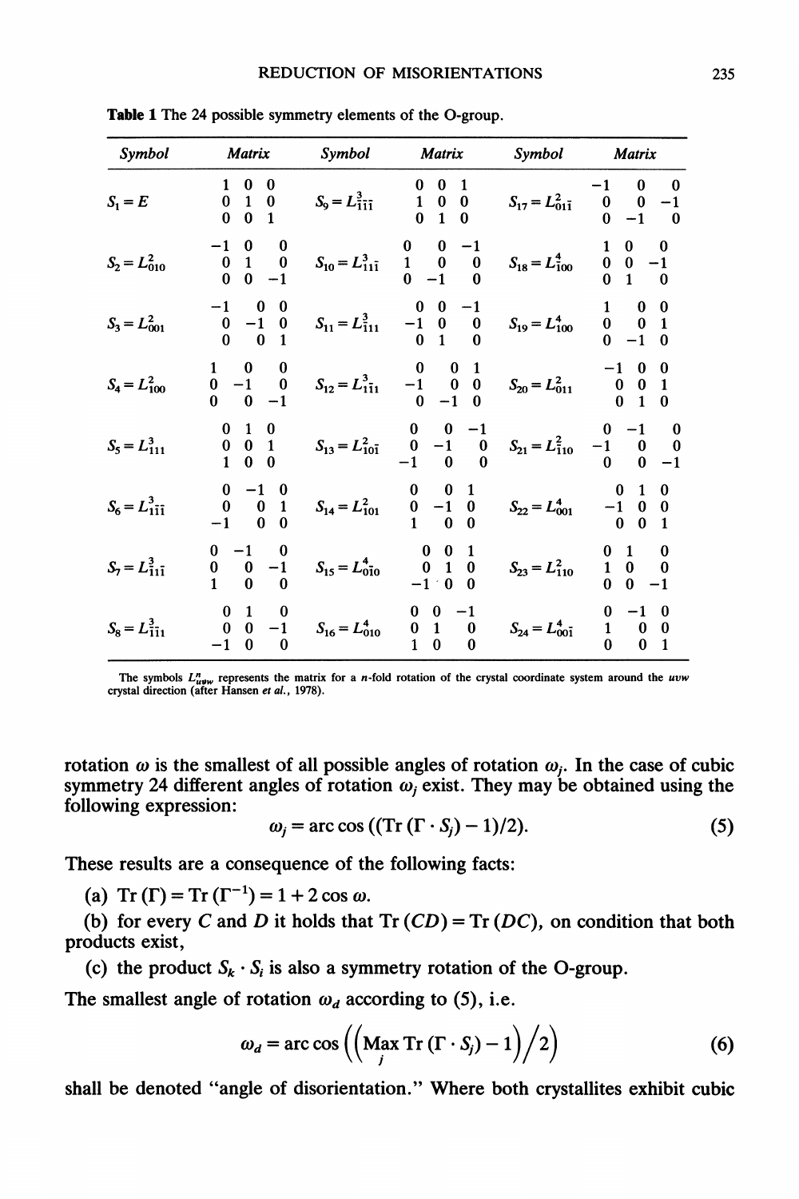**Table 1** The 24 possible symmetry elements of the O-group.

| *Symbol* | *Matrix* | *Symbol* | *Matrix* | *Symbol* | *Matrix* |
|---|---|---|---|---|---|
| $S_1 = E$ | $\begin{matrix} 1 & 0 & 0 \\ 0 & 1 & 0 \\ 0 & 0 & 1 \end{matrix}$ | $S_9 = L^3_{\bar{1}\bar{1}\bar{1}}$ | $\begin{matrix} 0 & 0 & 1 \\ 1 & 0 & 0 \\ 0 & 1 & 0 \end{matrix}$ | $S_{17} = L^2_{01\bar{1}}$ | $\begin{matrix} -1 & 0 & 0 \\ 0 & 0 & -1 \\ 0 & -1 & 0 \end{matrix}$ |
| $S_2 = L^2_{010}$ | $\begin{matrix} -1 & 0 & 0 \\ 0 & 1 & 0 \\ 0 & 0 & -1 \end{matrix}$ | $S_{10} = L^3_{\bar{1}1\bar{1}}$ | $\begin{matrix} 0 & 0 & -1 \\ 1 & 0 & 0 \\ 0 & -1 & 0 \end{matrix}$ | $S_{18} = L^4_{\bar{1}00}$ | $\begin{matrix} 1 & 0 & 0 \\ 0 & 0 & -1 \\ 0 & 1 & 0 \end{matrix}$ |
| $S_3 = L^2_{001}$ | $\begin{matrix} -1 & 0 & 0 \\ 0 & -1 & 0 \\ 0 & 0 & 1 \end{matrix}$ | $S_{11} = L^3_{\bar{1}11}$ | $\begin{matrix} 0 & 0 & -1 \\ -1 & 0 & 0 \\ 0 & 1 & 0 \end{matrix}$ | $S_{19} = L^4_{100}$ | $\begin{matrix} 1 & 0 & 0 \\ 0 & 0 & 1 \\ 0 & -1 & 0 \end{matrix}$ |
| $S_4 = L^2_{100}$ | $\begin{matrix} 1 & 0 & 0 \\ 0 & -1 & 0 \\ 0 & 0 & -1 \end{matrix}$ | $S_{12} = L^3_{1\bar{1}1}$ | $\begin{matrix} 0 & 0 & 1 \\ -1 & 0 & 0 \\ 0 & -1 & 0 \end{matrix}$ | $S_{20} = L^2_{011}$ | $\begin{matrix} -1 & 0 & 0 \\ 0 & 0 & 1 \\ 0 & 1 & 0 \end{matrix}$ |
| $S_5 = L^3_{111}$ | $\begin{matrix} 0 & 1 & 0 \\ 0 & 0 & 1 \\ 1 & 0 & 0 \end{matrix}$ | $S_{13} = L^2_{10\bar{1}}$ | $\begin{matrix} 0 & 0 & -1 \\ 0 & -1 & 0 \\ -1 & 0 & 0 \end{matrix}$ | $S_{21} = L^2_{\bar{1}10}$ | $\begin{matrix} 0 & -1 & 0 \\ -1 & 0 & 0 \\ 0 & 0 & -1 \end{matrix}$ |
| $S_6 = L^3_{1\bar{1}\bar{1}}$ | $\begin{matrix} 0 & -1 & 0 \\ 0 & 0 & 1 \\ -1 & 0 & 0 \end{matrix}$ | $S_{14} = L^2_{101}$ | $\begin{matrix} 0 & 0 & 1 \\ 0 & -1 & 0 \\ 1 & 0 & 0 \end{matrix}$ | $S_{22} = L^4_{001}$ | $\begin{matrix} 0 & 1 & 0 \\ -1 & 0 & 0 \\ 0 & 0 & 1 \end{matrix}$ |
| $S_7 = L^3_{\bar{1}1\bar{1}}$ | $\begin{matrix} 0 & -1 & 0 \\ 0 & 0 & -1 \\ 1 & 0 & 0 \end{matrix}$ | $S_{15} = L^4_{0\bar{1}0}$ | $\begin{matrix} 0 & 0 & 1 \\ 0 & 1 & 0 \\ -1 & 0 & 0 \end{matrix}$ | $S_{23} = L^2_{110}$ | $\begin{matrix} 0 & 1 & 0 \\ 1 & 0 & 0 \\ 0 & 0 & -1 \end{matrix}$ |
| $S_8 = L^3_{\bar{1}\bar{1}1}$ | $\begin{matrix} 0 & 1 & 0 \\ 0 & 0 & -1 \\ -1 & 0 & 0 \end{matrix}$ | $S_{16} = L^4_{010}$ | $\begin{matrix} 0 & 0 & -1 \\ 0 & 1 & 0 \\ 1 & 0 & 0 \end{matrix}$ | $S_{24} = L^4_{00\bar{1}}$ | $\begin{matrix} 0 & -1 & 0 \\ 1 & 0 & 0 \\ 0 & 0 & 1 \end{matrix}$ |

The symbols $L^n_{uvw}$ represents the matrix for a $n$-fold rotation of the crystal coordinate system around the $uvw$ crystal direction (after Hansen *et al.*, 1978).

rotation $\omega$ is the smallest of all possible angles of rotation $\omega_j$. In the case of cubic symmetry 24 different angles of rotation $\omega_j$ exist. They may be obtained using the following expression:

$$\omega_j = \arccos\left(\left(\mathrm{Tr}\left(\Gamma \cdot S_j\right) - 1\right)/2\right). \tag{5}$$

These results are a consequence of the following facts:

(a) $\mathrm{Tr}(\Gamma) = \mathrm{Tr}(\Gamma^{-1}) = 1 + 2\cos\omega$.

(b) for every $C$ and $D$ it holds that $\mathrm{Tr}(CD) = \mathrm{Tr}(DC)$, on condition that both products exist,

(c) the product $S_k \cdot S_i$ is also a symmetry rotation of the O-group.

The smallest angle of rotation $\omega_d$ according to (5), i.e.

$$\omega_d = \arccos\left(\left(\underset{j}{\mathrm{Max}}\,\mathrm{Tr}\left(\Gamma \cdot S_j\right) - 1\right)\Big/2\right) \tag{6}$$

shall be denoted "angle of disorientation." Where both crystallites exhibit cubic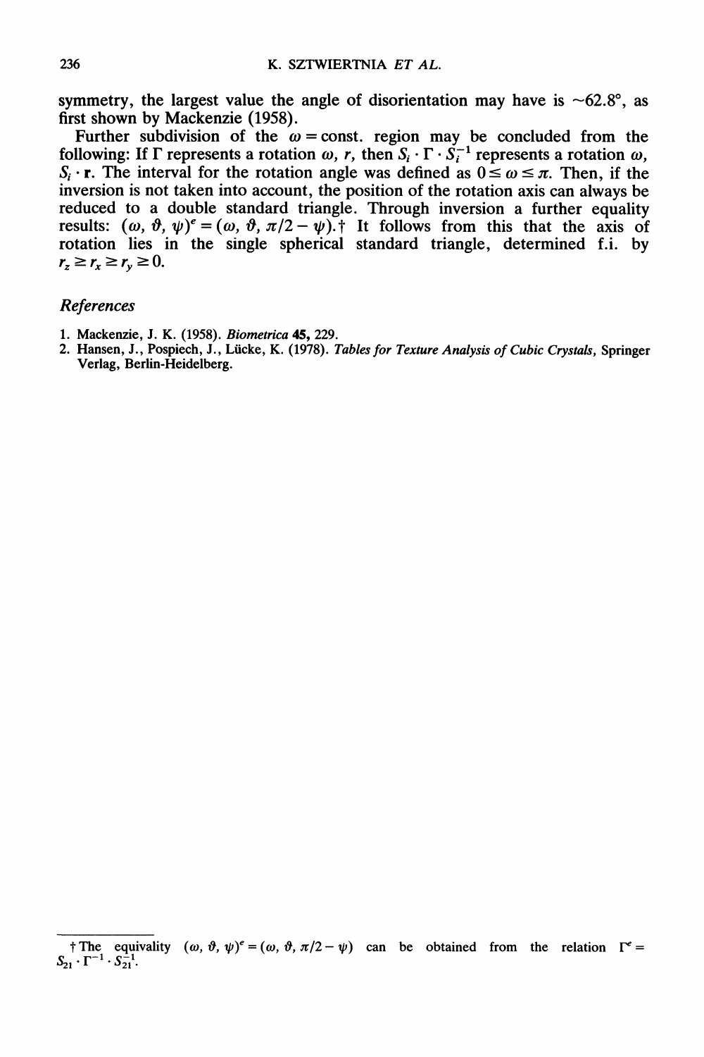symmetry, the largest value the angle of disorientation may have is $\sim 62.8°$, as first shown by Mackenzie (1958).

Further subdivision of the $\omega = \text{const.}$ region may be concluded from the following: If $\Gamma$ represents a rotation $\omega$, $r$, then $S_i \cdot \Gamma \cdot S_i^{-1}$ represents a rotation $\omega$, $S_i \cdot \mathbf{r}$. The interval for the rotation angle was defined as $0 \leq \omega \leq \pi$. Then, if the inversion is not taken into account, the position of the rotation axis can always be reduced to a double standard triangle. Through inversion a further equality results: $(\omega, \vartheta, \psi)^e = (\omega, \vartheta, \pi/2 - \psi)$.† It follows from this that the axis of rotation lies in the single spherical standard triangle, determined f.i. by $r_z \geq r_x \geq r_y \geq 0$.

## References

1. Mackenzie, J. K. (1958). *Biometrica* **45**, 229.
2. Hansen, J., Pospiech, J., Lücke, K. (1978). *Tables for Texture Analysis of Cubic Crystals*, Springer Verlag, Berlin-Heidelberg.

† The equivality $(\omega, \vartheta, \psi)^e = (\omega, \vartheta, \pi/2 - \psi)$ can be obtained from the relation $\Gamma^e = S_{21} \cdot \Gamma^{-1} \cdot S_{21}^{-1}$.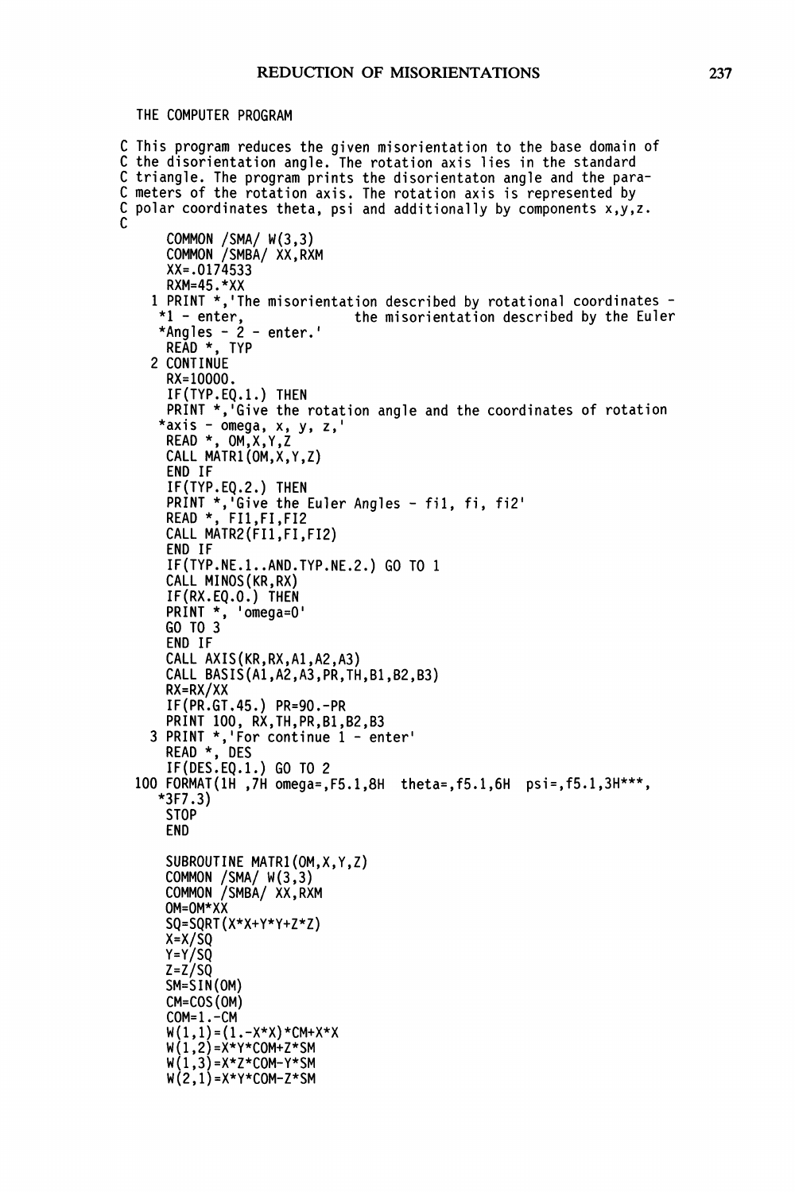THE COMPUTER PROGRAM

```
C This program reduces the given misorientation to the base domain of
C the disorientation angle. The rotation axis lies in the standard
C triangle. The program prints the disorientaton angle and the para-
C meters of the rotation axis. The rotation axis is represented by
C polar coordinates theta, psi and additionally by components x,y,z.
C
      COMMON /SMA/ W(3,3)
      COMMON /SMBA/ XX,RXM
      XX=.0174533
      RXM=45.*XX
    1 PRINT *,'The misorientation described by rotational coordinates -
     *1 - enter,             the misorientation described by the Euler
     *Angles - 2 - enter.'
      READ *, TYP
    2 CONTINUE
      RX=10000.
      IF(TYP.EQ.1.) THEN
      PRINT *,'Give the rotation angle and the coordinates of rotation
     *axis - omega, x, y, z,'
      READ *, OM,X,Y,Z
      CALL MATR1(OM,X,Y,Z)
      END IF
      IF(TYP.EQ.2.) THEN
      PRINT *,'Give the Euler Angles - fi1, fi, fi2'
      READ *, FI1,FI,FI2
      CALL MATR2(FI1,FI,FI2)
      END IF
      IF(TYP.NE.1..AND.TYP.NE.2.) GO TO 1
      CALL MINOS(KR,RX)
      IF(RX.EQ.0.) THEN
      PRINT *, 'omega=0'
      GO TO 3
      END IF
      CALL AXIS(KR,RX,A1,A2,A3)
      CALL BASIS(A1,A2,A3,PR,TH,B1,B2,B3)
      RX=RX/XX
      IF(PR.GT.45.) PR=90.-PR
      PRINT 100, RX,TH,PR,B1,B2,B3
    3 PRINT *,'For continue 1 - enter'
      READ *, DES
      IF(DES.EQ.1.) GO TO 2
  100 FORMAT(1H ,7H omega=,F5.1,8H  theta=,f5.1,6H  psi=,f5.1,3H***,
     *3F7.3)
      STOP
      END

      SUBROUTINE MATR1(OM,X,Y,Z)
      COMMON /SMA/ W(3,3)
      COMMON /SMBA/ XX,RXM
      OM=OM*XX
      SQ=SQRT(X*X+Y*Y+Z*Z)
      X=X/SQ
      Y=Y/SQ
      Z=Z/SQ
      SM=SIN(OM)
      CM=COS(OM)
      COM=1.-CM
      W(1,1)=(1.-X*X)*CM+X*X
      W(1,2)=X*Y*COM+Z*SM
      W(1,3)=X*Z*COM-Y*SM
      W(2,1)=X*Y*COM-Z*SM
```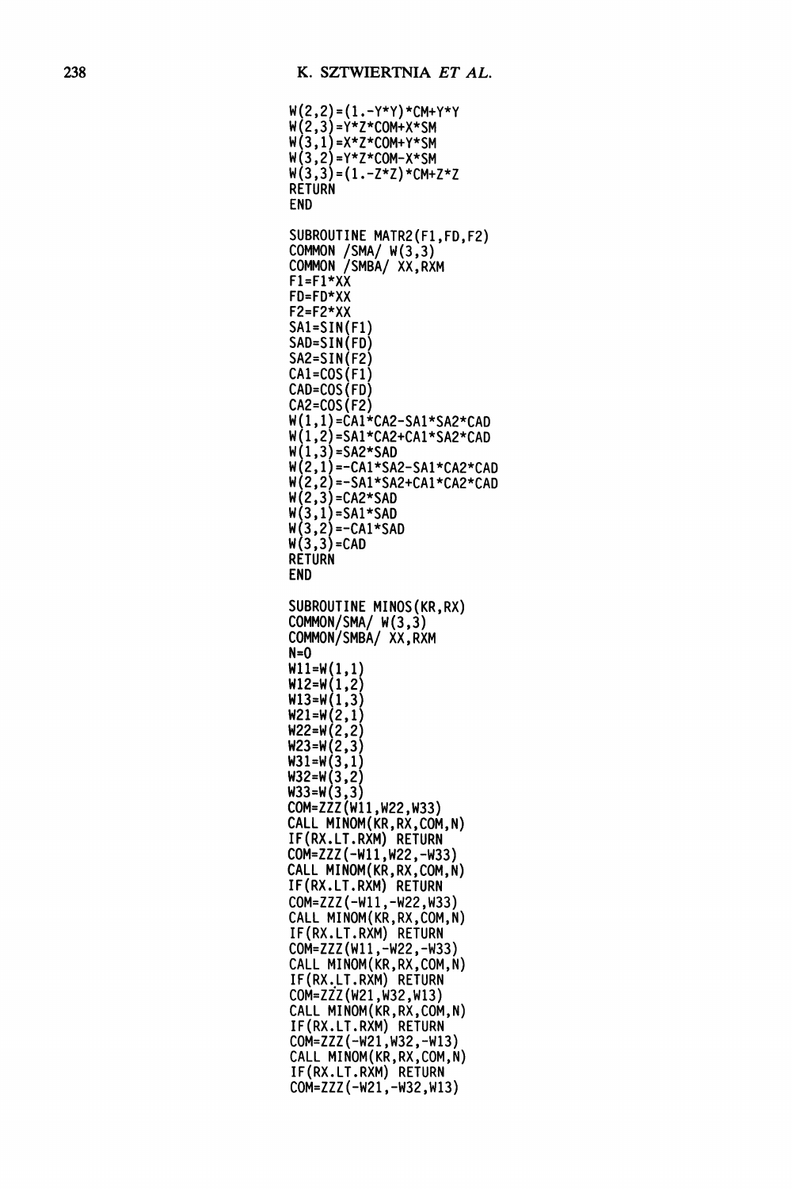```
      W(2,2)=(1.-Y*Y)*CM+Y*Y
      W(2,3)=Y*Z*COM+X*SM
      W(3,1)=X*Z*COM+Y*SM
      W(3,2)=Y*Z*COM-X*SM
      W(3,3)=(1.-Z*Z)*CM+Z*Z
      RETURN
      END

      SUBROUTINE MATR2(F1,FD,F2)
      COMMON /SMA/ W(3,3)
      COMMON /SMBA/ XX,RXM
      F1=F1*XX
      FD=FD*XX
      F2=F2*XX
      SA1=SIN(F1)
      SAD=SIN(FD)
      SA2=SIN(F2)
      CA1=COS(F1)
      CAD=COS(FD)
      CA2=COS(F2)
      W(1,1)=CA1*CA2-SA1*SA2*CAD
      W(1,2)=SA1*CA2+CA1*SA2*CAD
      W(1,3)=SA2*SAD
      W(2,1)=-CA1*SA2-SA1*CA2*CAD
      W(2,2)=-SA1*SA2+CA1*CA2*CAD
      W(2,3)=CA2*SAD
      W(3,1)=SA1*SAD
      W(3,2)=-CA1*SAD
      W(3,3)=CAD
      RETURN
      END

      SUBROUTINE MINOS(KR,RX)
      COMMON/SMA/ W(3,3)
      COMMON/SMBA/ XX,RXM
      N=0
      W11=W(1,1)
      W12=W(1,2)
      W13=W(1,3)
      W21=W(2,1)
      W22=W(2,2)
      W23=W(2,3)
      W31=W(3,1)
      W32=W(3,2)
      W33=W(3,3)
      COM=ZZZ(W11,W22,W33)
      CALL MINOM(KR,RX,COM,N)
      IF(RX.LT.RXM) RETURN
      COM=ZZZ(-W11,W22,-W33)
      CALL MINOM(KR,RX,COM,N)
      IF(RX.LT.RXM) RETURN
      COM=ZZZ(-W11,-W22,W33)
      CALL MINOM(KR,RX,COM,N)
      IF(RX.LT.RXM) RETURN
      COM=ZZZ(W11,-W22,-W33)
      CALL MINOM(KR,RX,COM,N)
      IF(RX.LT.RXM) RETURN
      COM=ZZZ(W21,W32,W13)
      CALL MINOM(KR,RX,COM,N)
      IF(RX.LT.RXM) RETURN
      COM=ZZZ(-W21,W32,-W13)
      CALL MINOM(KR,RX,COM,N)
      IF(RX.LT.RXM) RETURN
      COM=ZZZ(-W21,-W32,W13)
```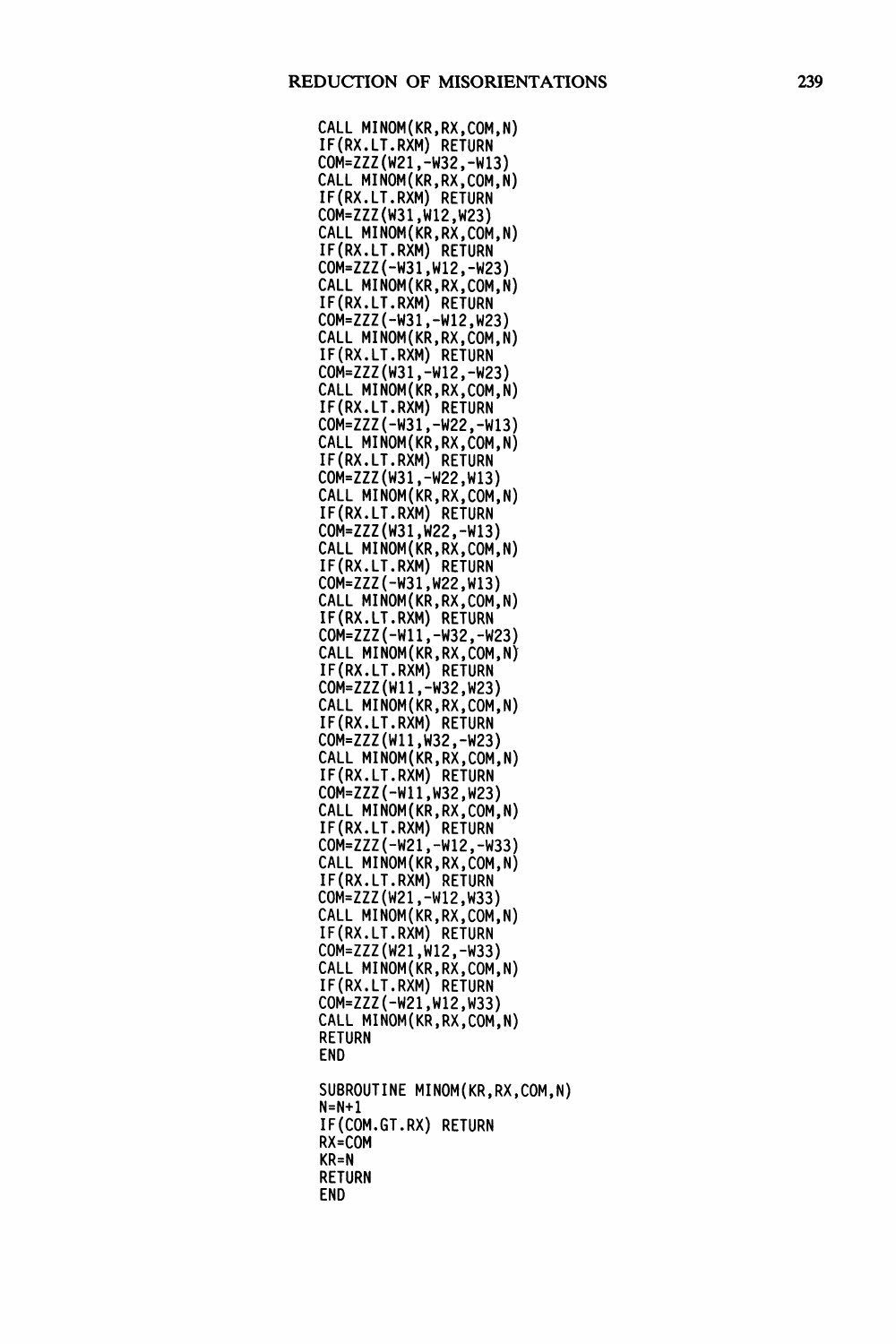```
      CALL MINOM(KR,RX,COM,N)
      IF(RX.LT.RXM) RETURN
      COM=ZZZ(W21,-W32,-W13)
      CALL MINOM(KR,RX,COM,N)
      IF(RX.LT.RXM) RETURN
      COM=ZZZ(W31,W12,W23)
      CALL MINOM(KR,RX,COM,N)
      IF(RX.LT.RXM) RETURN
      COM=ZZZ(-W31,W12,-W23)
      CALL MINOM(KR,RX,COM,N)
      IF(RX.LT.RXM) RETURN
      COM=ZZZ(-W31,-W12,W23)
      CALL MINOM(KR,RX,COM,N)
      IF(RX.LT.RXM) RETURN
      COM=ZZZ(W31,-W12,-W23)
      CALL MINOM(KR,RX,COM,N)
      IF(RX.LT.RXM) RETURN
      COM=ZZZ(-W31,-W22,-W13)
      CALL MINOM(KR,RX,COM,N)
      IF(RX.LT.RXM) RETURN
      COM=ZZZ(W31,-W22,W13)
      CALL MINOM(KR,RX,COM,N)
      IF(RX.LT.RXM) RETURN
      COM=ZZZ(W31,W22,-W13)
      CALL MINOM(KR,RX,COM,N)
      IF(RX.LT.RXM) RETURN
      COM=ZZZ(-W31,W22,W13)
      CALL MINOM(KR,RX,COM,N)
      IF(RX.LT.RXM) RETURN
      COM=ZZZ(-W11,-W32,-W23)
      CALL MINOM(KR,RX,COM,N)
      IF(RX.LT.RXM) RETURN
      COM=ZZZ(W11,-W32,W23)
      CALL MINOM(KR,RX,COM,N)
      IF(RX.LT.RXM) RETURN
      COM=ZZZ(W11,W32,-W23)
      CALL MINOM(KR,RX,COM,N)
      IF(RX.LT.RXM) RETURN
      COM=ZZZ(-W11,W32,W23)
      CALL MINOM(KR,RX,COM,N)
      IF(RX.LT.RXM) RETURN
      COM=ZZZ(-W21,-W12,-W33)
      CALL MINOM(KR,RX,COM,N)
      IF(RX.LT.RXM) RETURN
      COM=ZZZ(W21,-W12,W33)
      CALL MINOM(KR,RX,COM,N)
      IF(RX.LT.RXM) RETURN
      COM=ZZZ(W21,W12,-W33)
      CALL MINOM(KR,RX,COM,N)
      IF(RX.LT.RXM) RETURN
      COM=ZZZ(-W21,W12,W33)
      CALL MINOM(KR,RX,COM,N)
      RETURN
      END

      SUBROUTINE MINOM(KR,RX,COM,N)
      N=N+1
      IF(COM.GT.RX) RETURN
      RX=COM
      KR=N
      RETURN
      END
```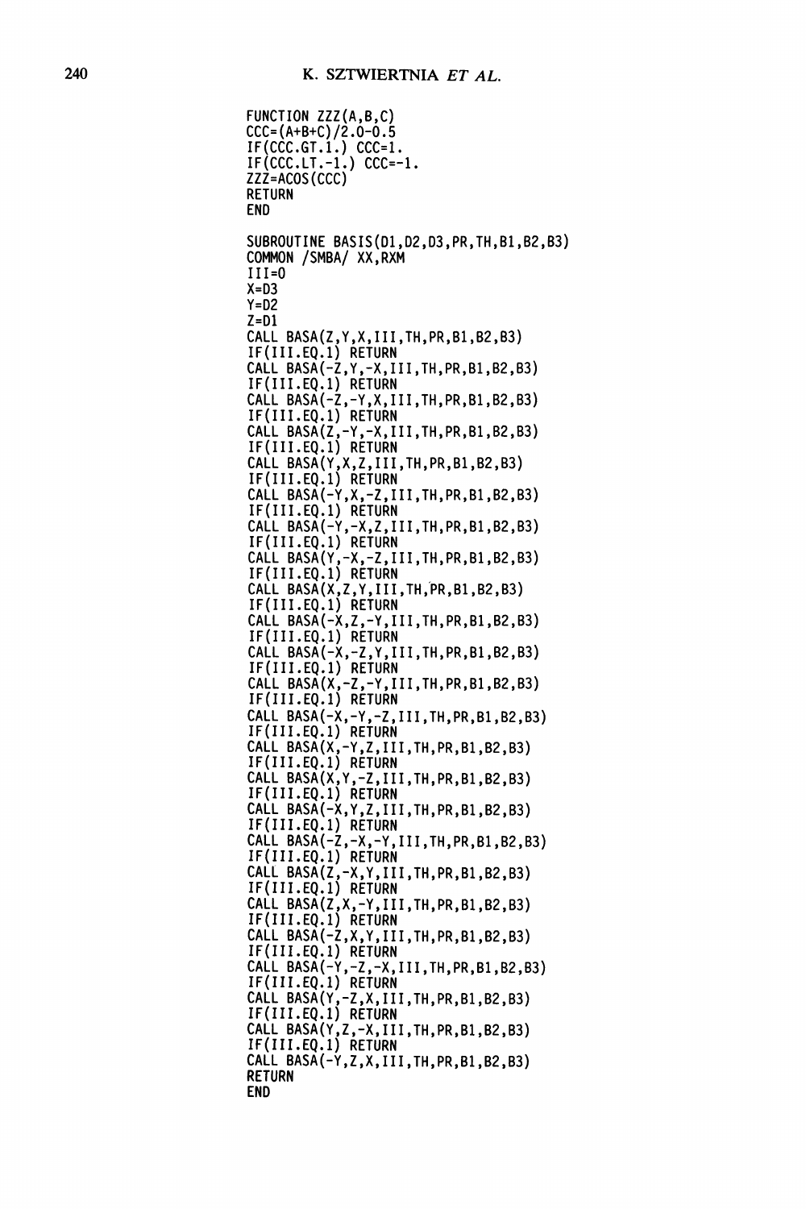```
      FUNCTION ZZZ(A,B,C)
      CCC=(A+B+C)/2.0-0.5
      IF(CCC.GT.1.) CCC=1.
      IF(CCC.LT.-1.) CCC=-1.
      ZZZ=ACOS(CCC)
      RETURN
      END

      SUBROUTINE BASIS(D1,D2,D3,PR,TH,B1,B2,B3)
      COMMON /SMBA/ XX,RXM
      III=0
      X=D3
      Y=D2
      Z=D1
      CALL BASA(Z,Y,X,III,TH,PR,B1,B2,B3)
      IF(III.EQ.1) RETURN
      CALL BASA(-Z,Y,-X,III,TH,PR,B1,B2,B3)
      IF(III.EQ.1) RETURN
      CALL BASA(-Z,-Y,X,III,TH,PR,B1,B2,B3)
      IF(III.EQ.1) RETURN
      CALL BASA(Z,-Y,-X,III,TH,PR,B1,B2,B3)
      IF(III.EQ.1) RETURN
      CALL BASA(Y,X,Z,III,TH,PR,B1,B2,B3)
      IF(III.EQ.1) RETURN
      CALL BASA(-Y,X,-Z,III,TH,PR,B1,B2,B3)
      IF(III.EQ.1) RETURN
      CALL BASA(-Y,-X,Z,III,TH,PR,B1,B2,B3)
      IF(III.EQ.1) RETURN
      CALL BASA(Y,-X,-Z,III,TH,PR,B1,B2,B3)
      IF(III.EQ.1) RETURN
      CALL BASA(X,Z,Y,III,TH,PR,B1,B2,B3)
      IF(III.EQ.1) RETURN
      CALL BASA(-X,Z,-Y,III,TH,PR,B1,B2,B3)
      IF(III.EQ.1) RETURN
      CALL BASA(-X,-Z,Y,III,TH,PR,B1,B2,B3)
      IF(III.EQ.1) RETURN
      CALL BASA(X,-Z,-Y,III,TH,PR,B1,B2,B3)
      IF(III.EQ.1) RETURN
      CALL BASA(-X,-Y,-Z,III,TH,PR,B1,B2,B3)
      IF(III.EQ.1) RETURN
      CALL BASA(X,-Y,Z,III,TH,PR,B1,B2,B3)
      IF(III.EQ.1) RETURN
      CALL BASA(X,Y,-Z,III,TH,PR,B1,B2,B3)
      IF(III.EQ.1) RETURN
      CALL BASA(-X,Y,Z,III,TH,PR,B1,B2,B3)
      IF(III.EQ.1) RETURN
      CALL BASA(-Z,-X,-Y,III,TH,PR,B1,B2,B3)
      IF(III.EQ.1) RETURN
      CALL BASA(Z,-X,Y,III,TH,PR,B1,B2,B3)
      IF(III.EQ.1) RETURN
      CALL BASA(Z,X,-Y,III,TH,PR,B1,B2,B3)
      IF(III.EQ.1) RETURN
      CALL BASA(-Z,X,Y,III,TH,PR,B1,B2,B3)
      IF(III.EQ.1) RETURN
      CALL BASA(-Y,-Z,-X,III,TH,PR,B1,B2,B3)
      IF(III.EQ.1) RETURN
      CALL BASA(Y,-Z,X,III,TH,PR,B1,B2,B3)
      IF(III.EQ.1) RETURN
      CALL BASA(Y,Z,-X,III,TH,PR,B1,B2,B3)
      IF(III.EQ.1) RETURN
      CALL BASA(-Y,Z,X,III,TH,PR,B1,B2,B3)
      RETURN
      END
```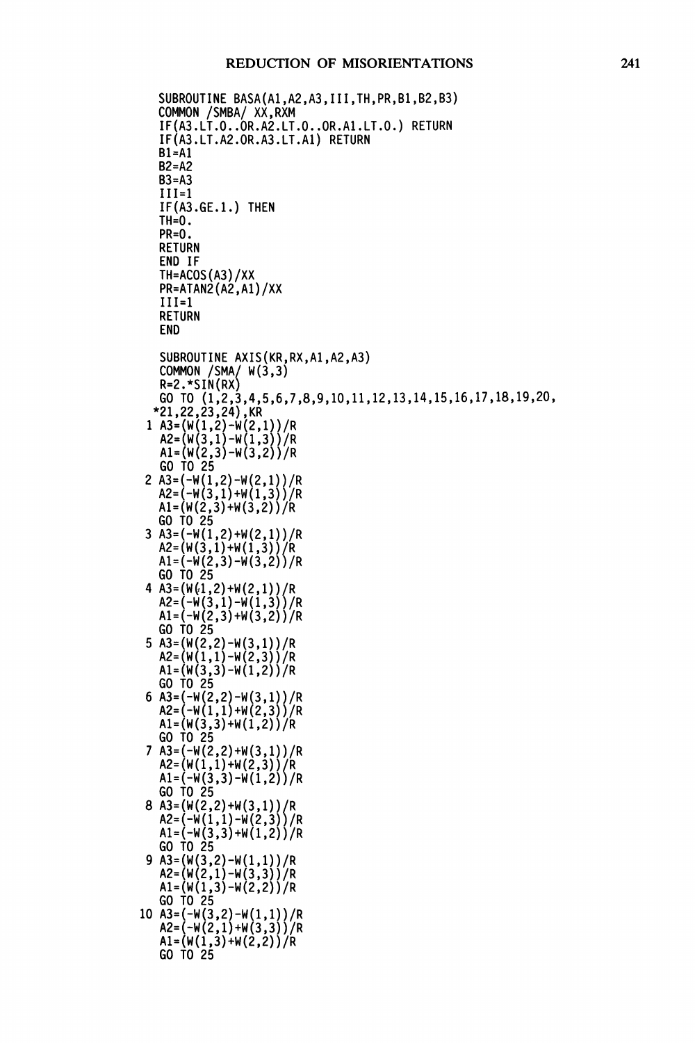```
      SUBROUTINE BASA(A1,A2,A3,III,TH,PR,B1,B2,B3)
      COMMON /SMBA/ XX,RXM
      IF(A3.LT.0..OR.A2.LT.0..OR.A1.LT.0.) RETURN
      IF(A3.LT.A2.OR.A3.LT.A1) RETURN
      B1=A1
      B2=A2
      B3=A3
      III=1
      IF(A3.GE.1.) THEN
      TH=0.
      PR=0.
      RETURN
      END IF
      TH=ACOS(A3)/XX
      PR=ATAN2(A2,A1)/XX
      III=1
      RETURN
      END

      SUBROUTINE AXIS(KR,RX,A1,A2,A3)
      COMMON /SMA/ W(3,3)
      R=2.*SIN(RX)
      GO TO (1,2,3,4,5,6,7,8,9,10,11,12,13,14,15,16,17,18,19,20,
     *21,22,23,24),KR
    1 A3=(W(1,2)-W(2,1))/R
      A2=(W(3,1)-W(1,3))/R
      A1=(W(2,3)-W(3,2))/R
      GO TO 25
    2 A3=(-W(1,2)-W(2,1))/R
      A2=(-W(3,1)+W(1,3))/R
      A1=(W(2,3)+W(3,2))/R
      GO TO 25
    3 A3=(-W(1,2)+W(2,1))/R
      A2=(W(3,1)+W(1,3))/R
      A1=(-W(2,3)-W(3,2))/R
      GO TO 25
    4 A3=(W(1,2)+W(2,1))/R
      A2=(-W(3,1)-W(1,3))/R
      A1=(-W(2,3)+W(3,2))/R
      GO TO 25
    5 A3=(W(2,2)-W(3,1))/R
      A2=(W(1,1)-W(2,3))/R
      A1=(W(3,3)-W(1,2))/R
      GO TO 25
    6 A3=(-W(2,2)-W(3,1))/R
      A2=(-W(1,1)+W(2,3))/R
      A1=(W(3,3)+W(1,2))/R
      GO TO 25
    7 A3=(-W(2,2)+W(3,1))/R
      A2=(W(1,1)+W(2,3))/R
      A1=(-W(3,3)-W(1,2))/R
      GO TO 25
    8 A3=(W(2,2)+W(3,1))/R
      A2=(-W(1,1)-W(2,3))/R
      A1=(-W(3,3)+W(1,2))/R
      GO TO 25
    9 A3=(W(3,2)-W(1,1))/R
      A2=(W(2,1)-W(3,3))/R
      A1=(W(1,3)-W(2,2))/R
      GO TO 25
   10 A3=(-W(3,2)-W(1,1))/R
      A2=(-W(2,1)+W(3,3))/R
      A1=(W(1,3)+W(2,2))/R
      GO TO 25
```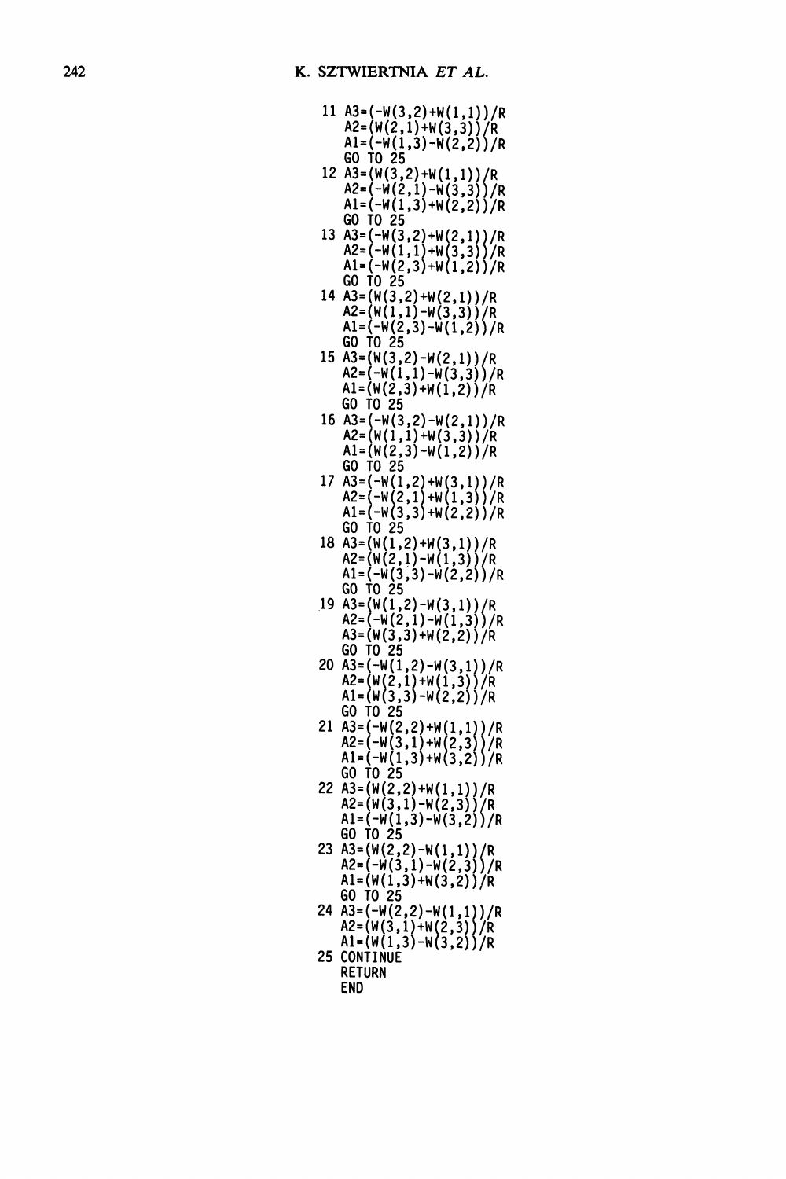```
11 A3=(-W(3,2)+W(1,1))/R
   A2=(W(2,1)+W(3,3))/R
   A1=(-W(1,3)-W(2,2))/R
   GO TO 25
12 A3=(W(3,2)+W(1,1))/R
   A2=(-W(2,1)-W(3,3))/R
   A1=(-W(1,3)+W(2,2))/R
   GO TO 25
13 A3=(-W(3,2)+W(2,1))/R
   A2=(-W(1,1)+W(3,3))/R
   A1=(-W(2,3)+W(1,2))/R
   GO TO 25
14 A3=(W(3,2)+W(2,1))/R
   A2=(W(1,1)-W(3,3))/R
   A1=(-W(2,3)-W(1,2))/R
   GO TO 25
15 A3=(W(3,2)-W(2,1))/R
   A2=(-W(1,1)-W(3,3))/R
   A1=(W(2,3)+W(1,2))/R
   GO TO 25
16 A3=(-W(3,2)-W(2,1))/R
   A2=(W(1,1)+W(3,3))/R
   A1=(W(2,3)-W(1,2))/R
   GO TO 25
17 A3=(-W(1,2)+W(3,1))/R
   A2=(-W(2,1)+W(1,3))/R
   A1=(-W(3,3)+W(2,2))/R
   GO TO 25
18 A3=(W(1,2)+W(3,1))/R
   A2=(W(2,1)-W(1,3))/R
   A1=(-W(3,3)-W(2,2))/R
   GO TO 25
19 A3=(W(1,2)-W(3,1))/R
   A2=(-W(2,1)-W(1,3))/R
   A3=(W(3,3)+W(2,2))/R
   GO TO 25
20 A3=(-W(1,2)-W(3,1))/R
   A2=(W(2,1)+W(1,3))/R
   A1=(W(3,3)-W(2,2))/R
   GO TO 25
21 A3=(-W(2,2)+W(1,1))/R
   A2=(-W(3,1)+W(2,3))/R
   A1=(-W(1,3)+W(3,2))/R
   GO TO 25
22 A3=(W(2,2)+W(1,1))/R
   A2=(W(3,1)-W(2,3))/R
   A1=(-W(1,3)-W(3,2))/R
   GO TO 25
23 A3=(W(2,2)-W(1,1))/R
   A2=(-W(3,1)-W(2,3))/R
   A1=(W(1,3)+W(3,2))/R
   GO TO 25
24 A3=(-W(2,2)-W(1,1))/R
   A2=(W(3,1)+W(2,3))/R
   A1=(W(1,3)-W(3,2))/R
25 CONTINUE
   RETURN
   END
```